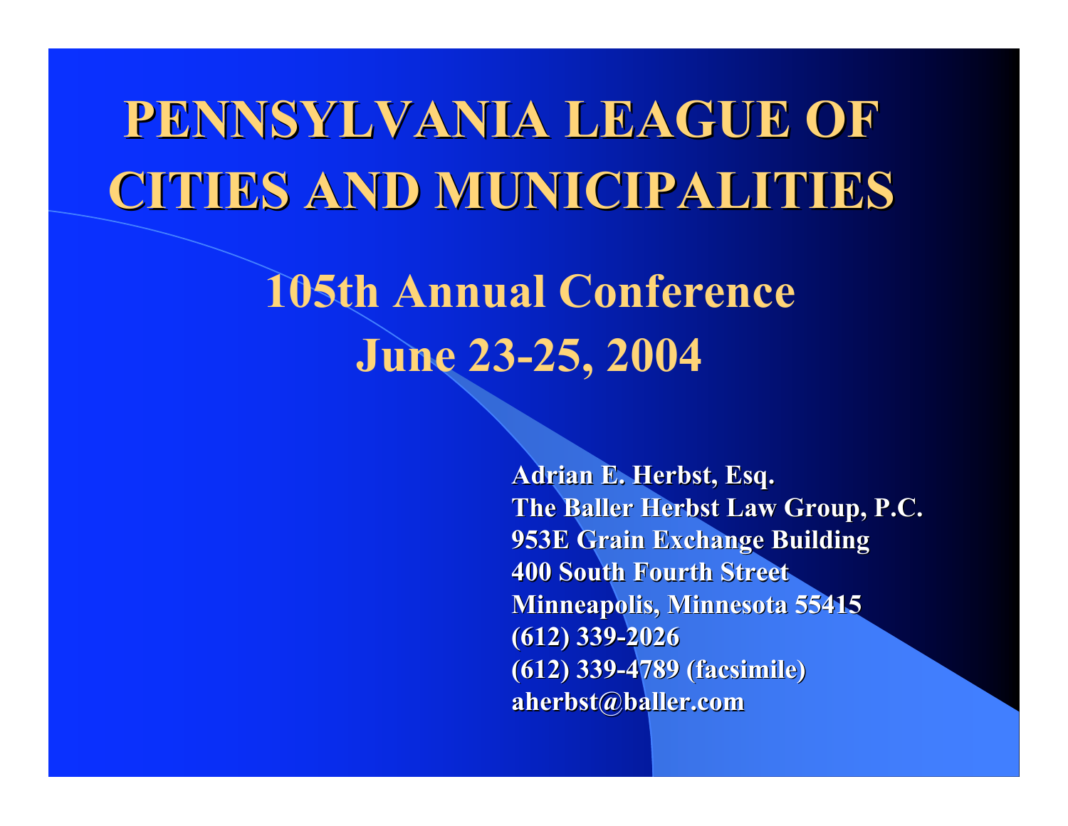# PENNSYLVANIA LEAGUE OF CITIES AND MUNICIPALITIES

## 105th Annual Conference
## June 23-25, 2004

**Adrian E. Herbst, Esq.**
**The Baller Herbst Law Group, P.C.**
**953E Grain Exchange Building**
**400 South Fourth Street**
**Minneapolis, Minnesota 55415**
**(612) 339-2026**
**(612) 339-4789 (facsimile)**
**aherbst@baller.com**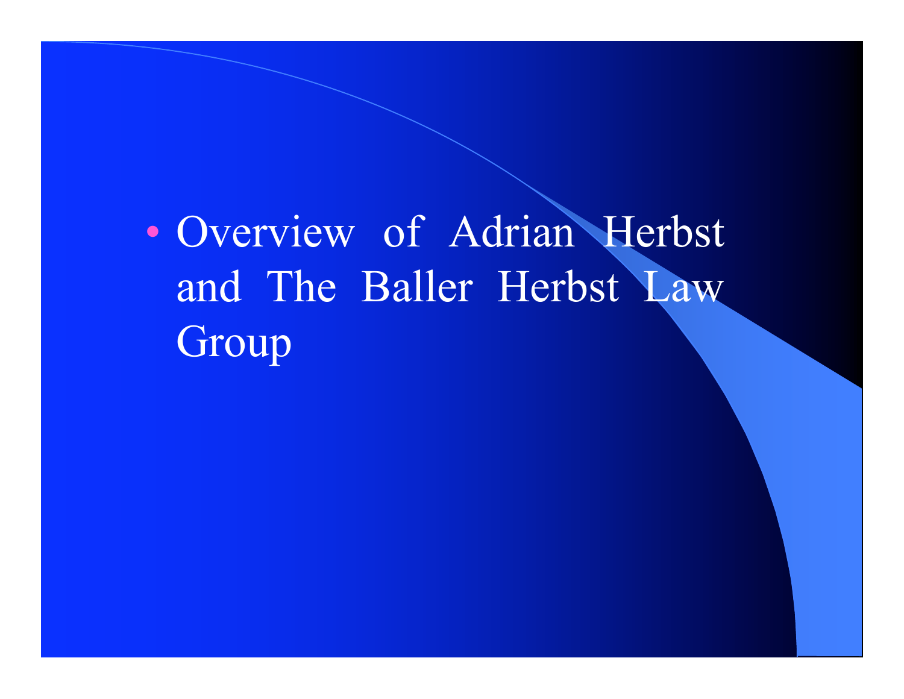- Overview of Adrian Herbst and The Baller Herbst Law Group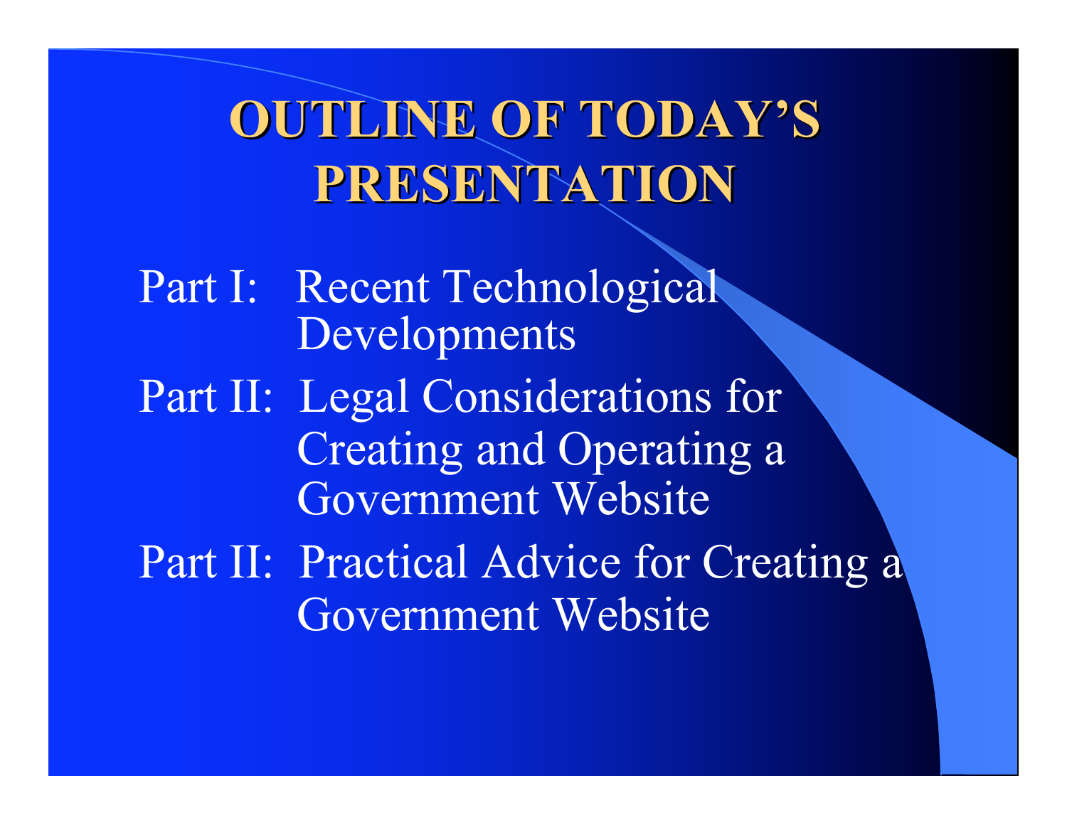# OUTLINE OF TODAY'S PRESENTATION

Part I: Recent Technological Developments

Part II: Legal Considerations for Creating and Operating a Government Website

Part II: Practical Advice for Creating a Government Website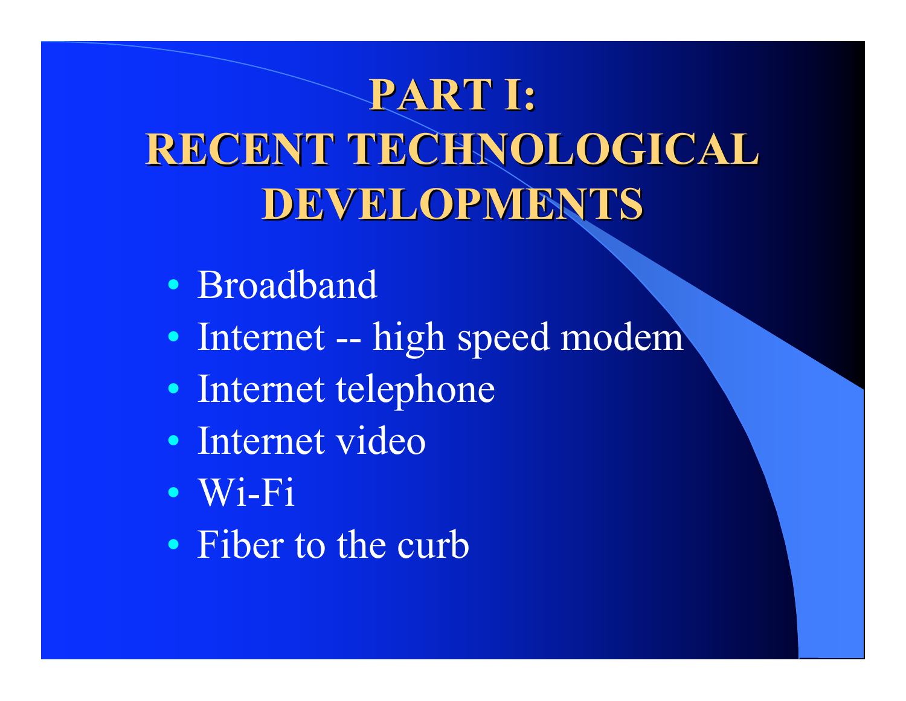# PART I: RECENT TECHNOLOGICAL DEVELOPMENTS

- Broadband
- Internet -- high speed modem
- Internet telephone
- Internet video
- Wi-Fi
- Fiber to the curb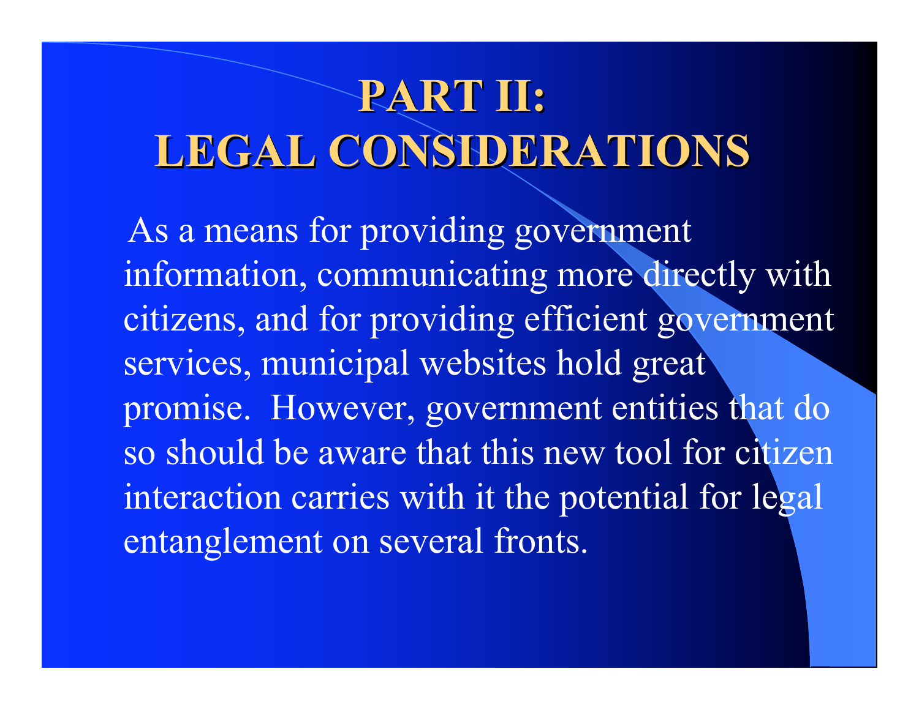# PART II: LEGAL CONSIDERATIONS

As a means for providing government information, communicating more directly with citizens, and for providing efficient government services, municipal websites hold great promise. However, government entities that do so should be aware that this new tool for citizen interaction carries with it the potential for legal entanglement on several fronts.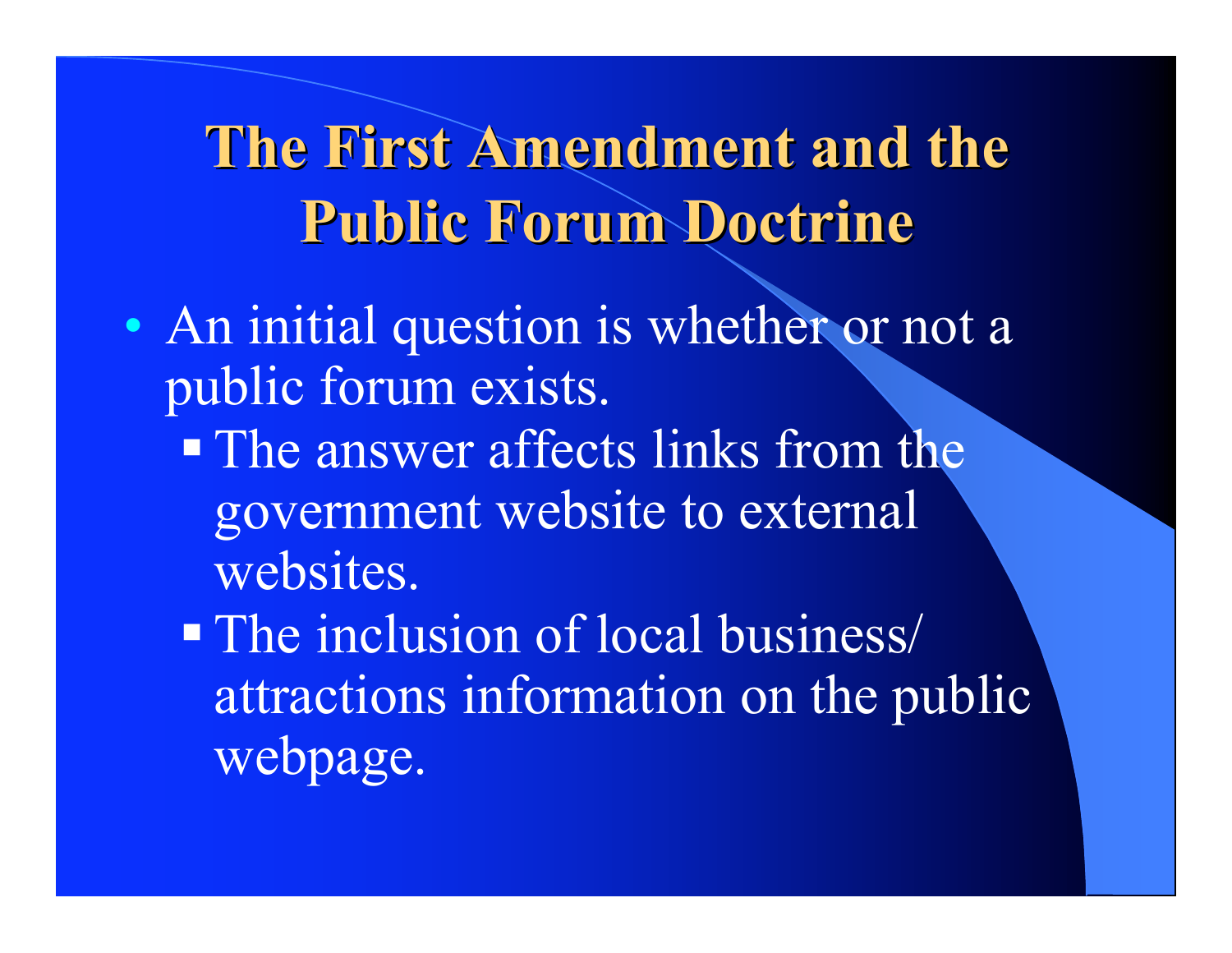# The First Amendment and the Public Forum Doctrine

- An initial question is whether or not a public forum exists.
  - The answer affects links from the government website to external websites.
  - The inclusion of local business/ attractions information on the public webpage.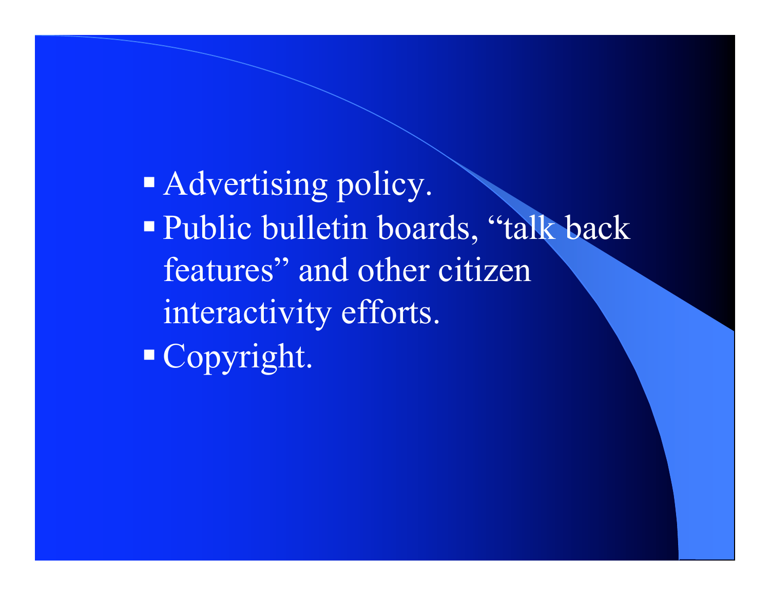- Advertising policy.
- Public bulletin boards, “talk back features” and other citizen interactivity efforts.
- Copyright.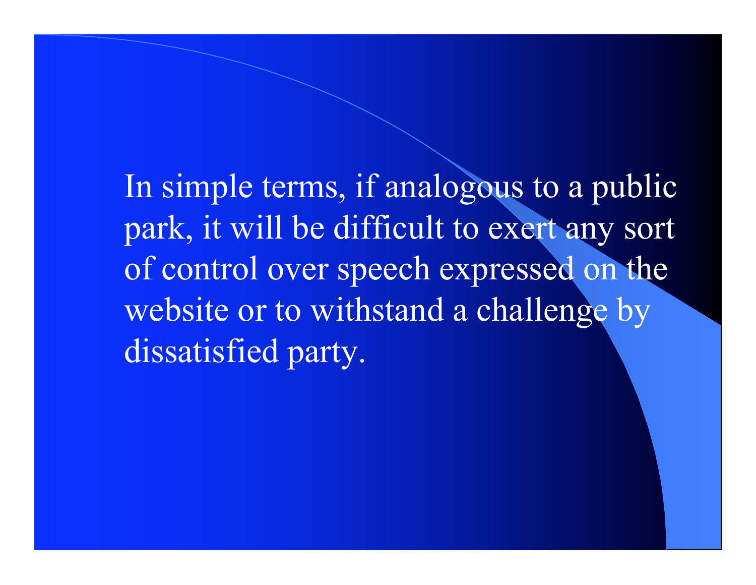In simple terms, if analogous to a public park, it will be difficult to exert any sort of control over speech expressed on the website or to withstand a challenge by dissatisfied party.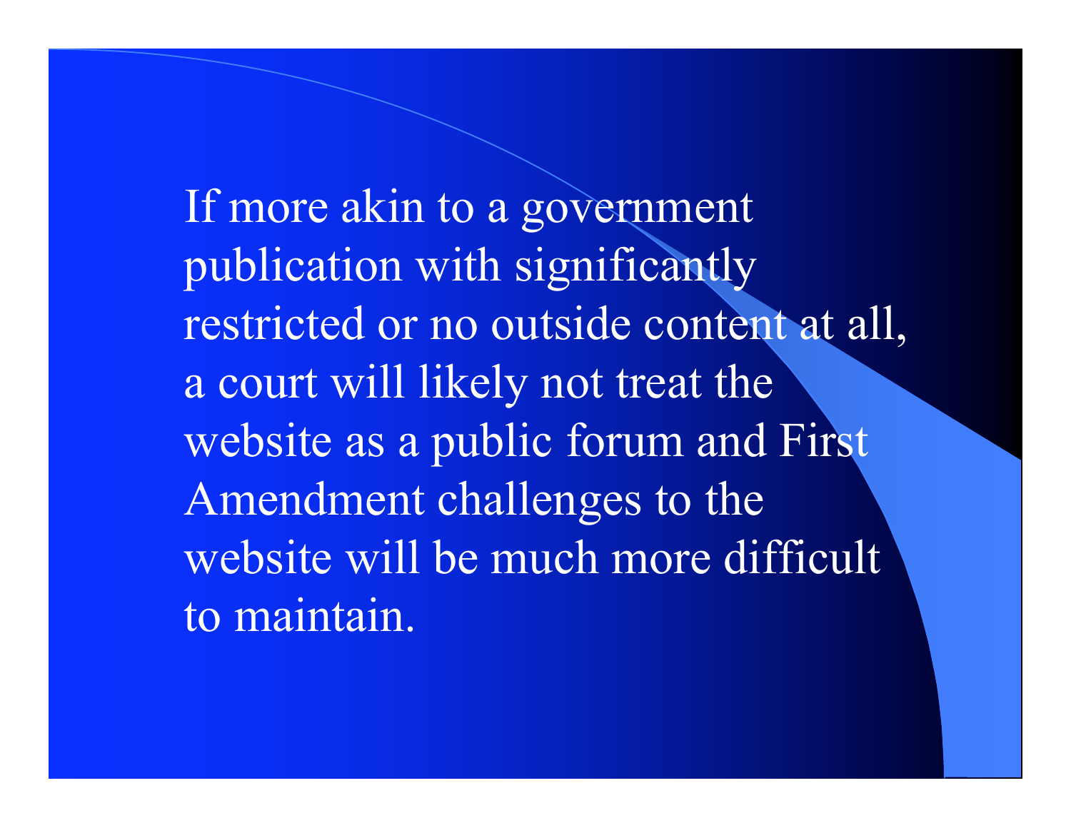If more akin to a government publication with significantly restricted or no outside content at all, a court will likely not treat the website as a public forum and First Amendment challenges to the website will be much more difficult to maintain.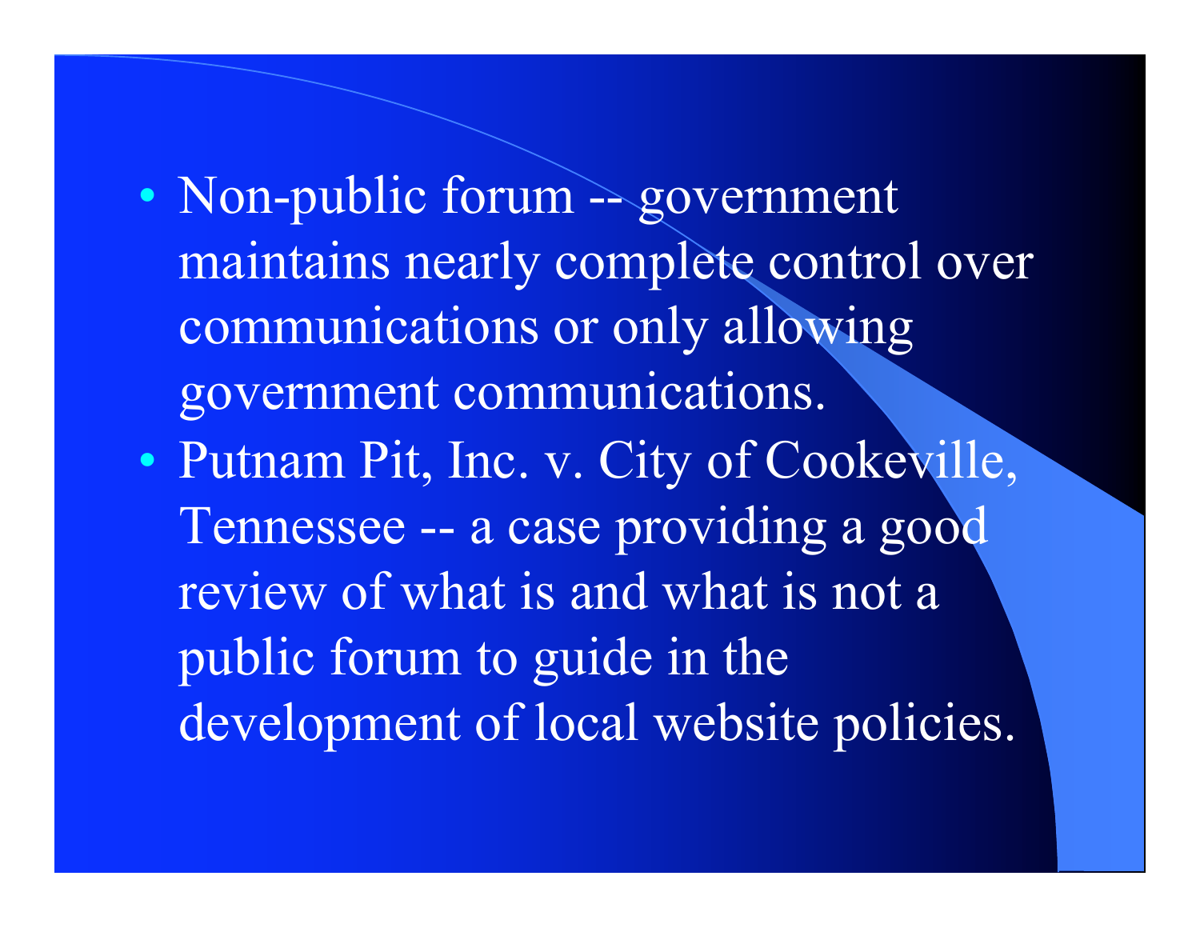- Non-public forum -- government maintains nearly complete control over communications or only allowing government communications.
- Putnam Pit, Inc. v. City of Cookeville, Tennessee -- a case providing a good review of what is and what is not a public forum to guide in the development of local website policies.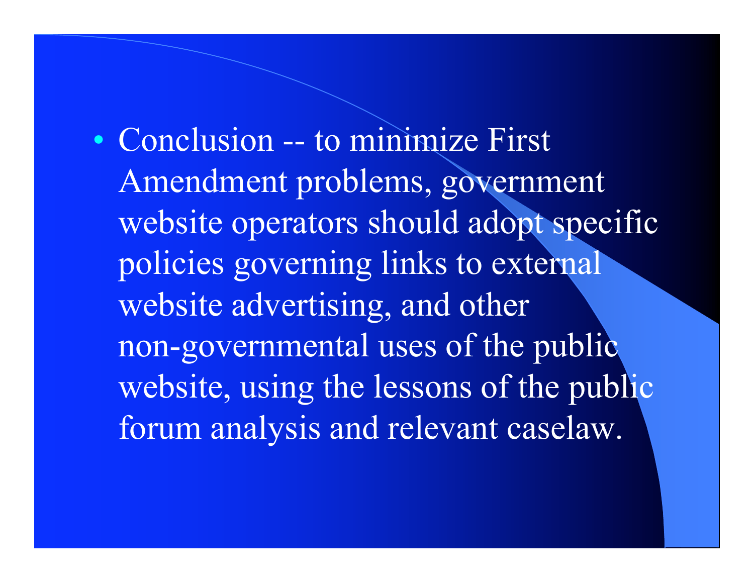- Conclusion -- to minimize First Amendment problems, government website operators should adopt specific policies governing links to external website advertising, and other non-governmental uses of the public website, using the lessons of the public forum analysis and relevant caselaw.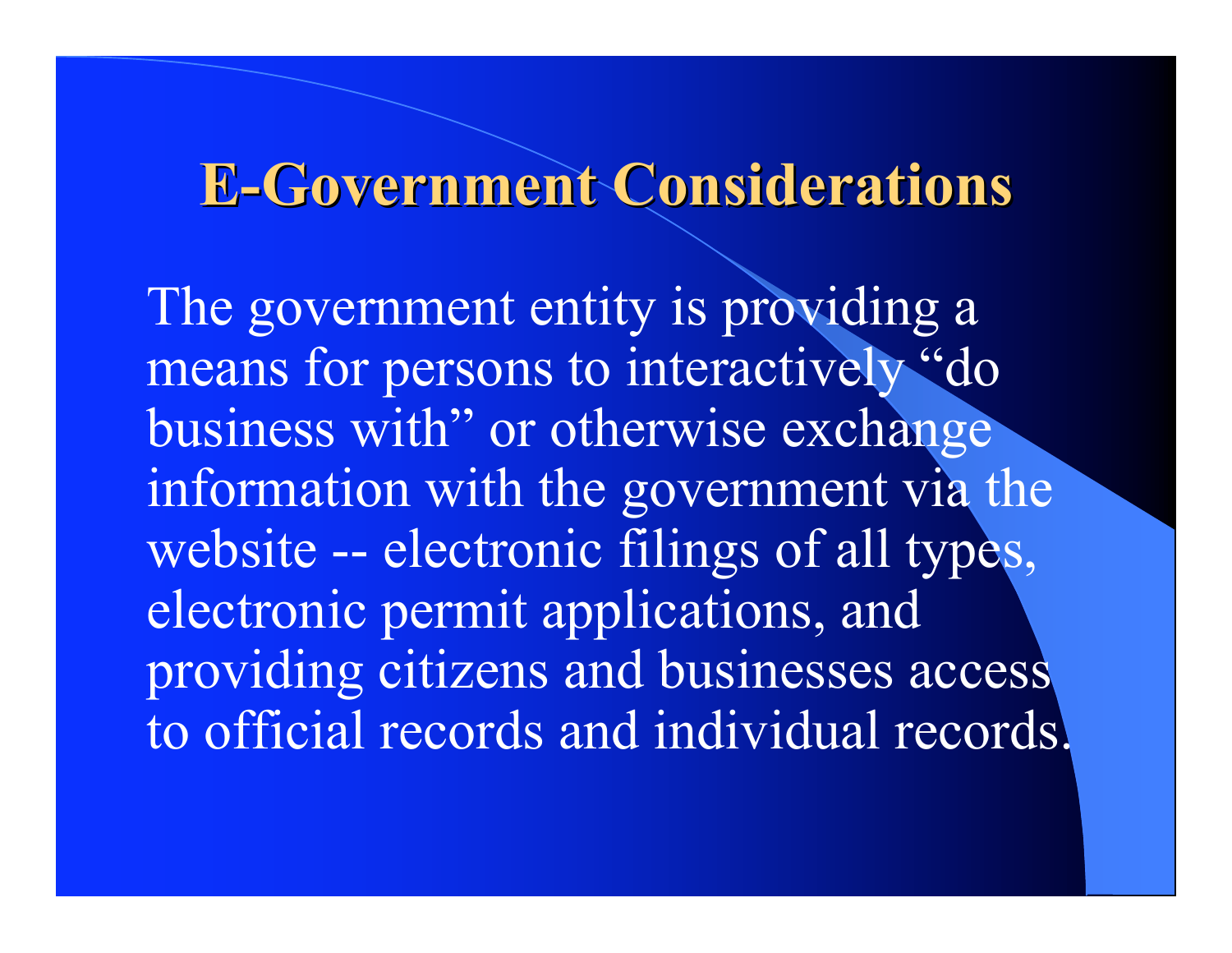# E-Government Considerations

The government entity is providing a means for persons to interactively "do business with" or otherwise exchange information with the government via the website -- electronic filings of all types, electronic permit applications, and providing citizens and businesses access to official records and individual records.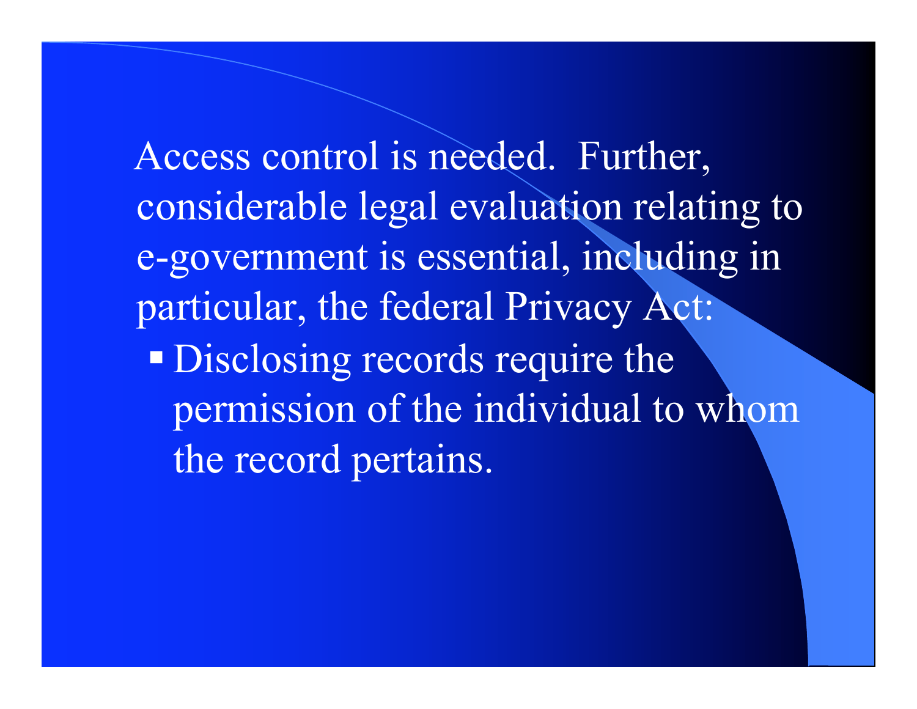Access control is needed. Further, considerable legal evaluation relating to e-government is essential, including in particular, the federal Privacy Act:

- Disclosing records require the permission of the individual to whom the record pertains.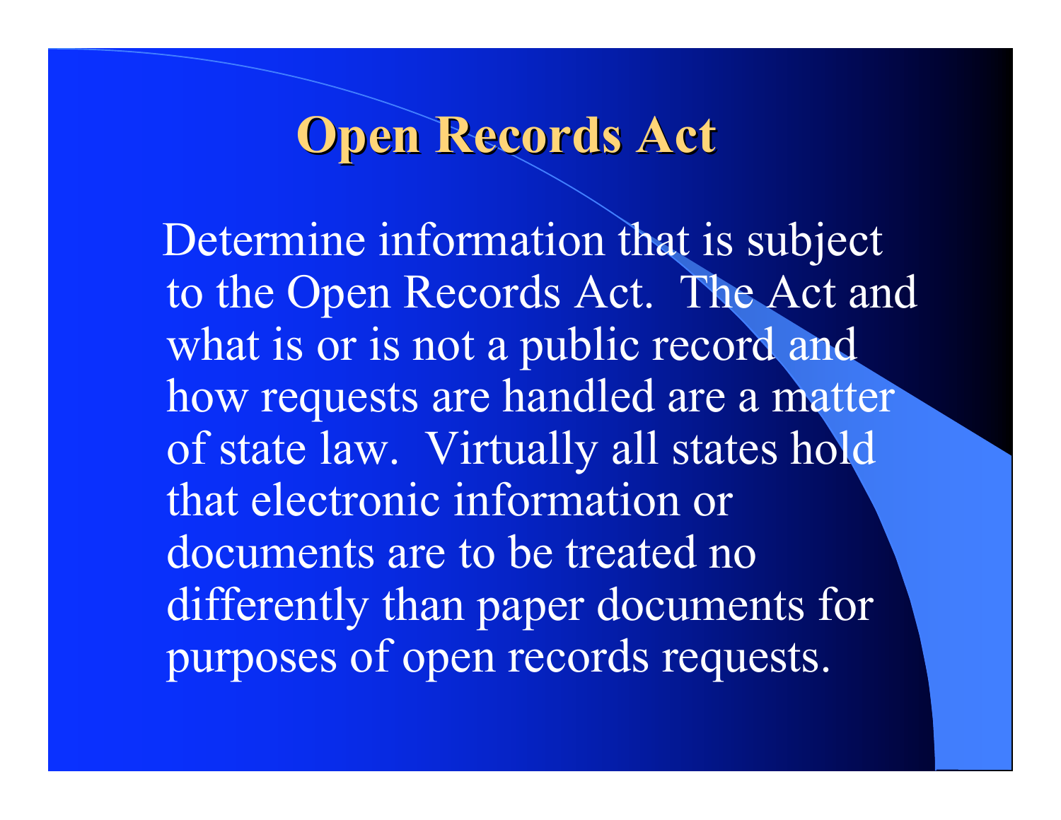# Open Records Act

Determine information that is subject to the Open Records Act. The Act and what is or is not a public record and how requests are handled are a matter of state law. Virtually all states hold that electronic information or documents are to be treated no differently than paper documents for purposes of open records requests.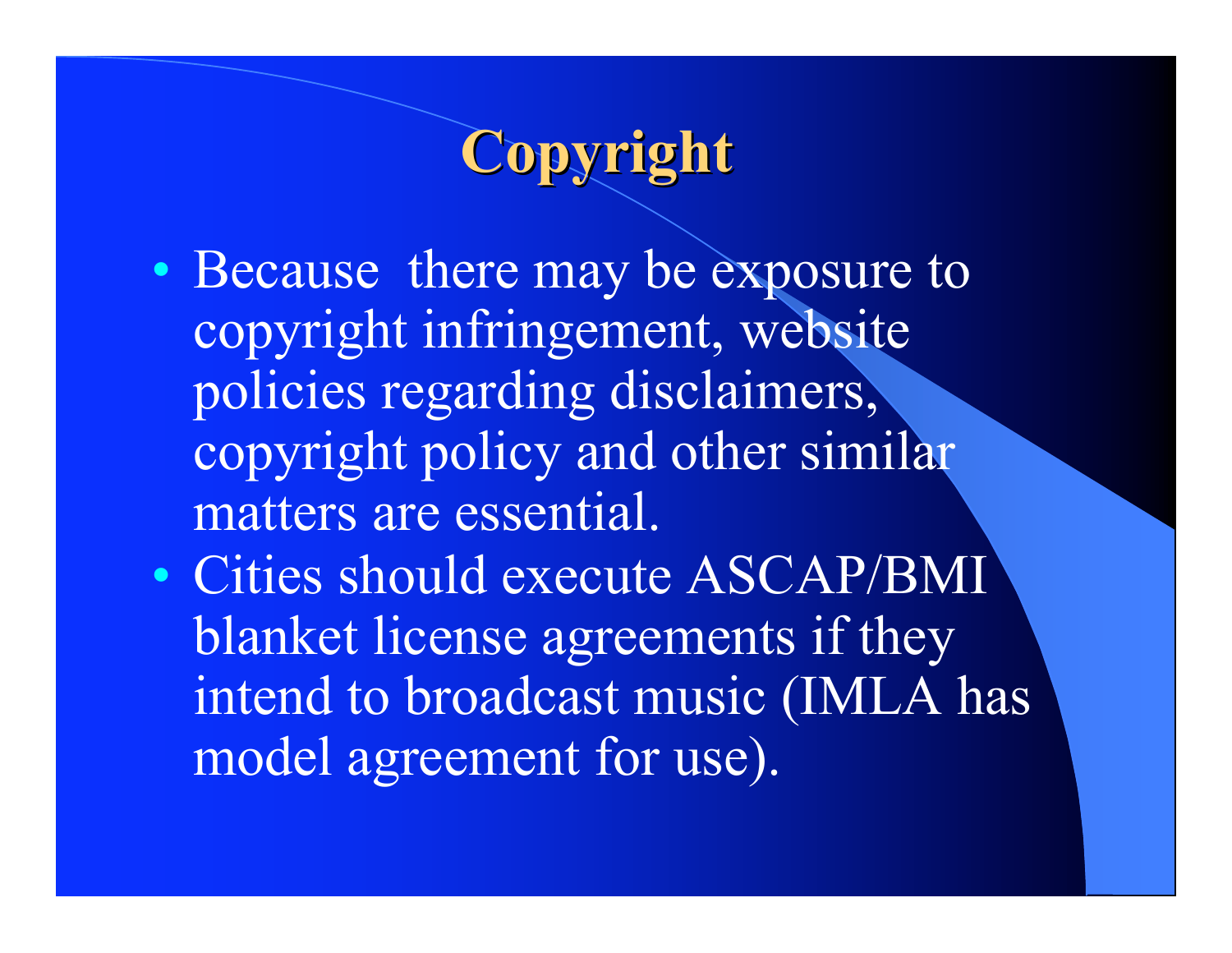# Copyright

- Because there may be exposure to copyright infringement, website policies regarding disclaimers, copyright policy and other similar matters are essential.
- Cities should execute ASCAP/BMI blanket license agreements if they intend to broadcast music (IMLA has model agreement for use).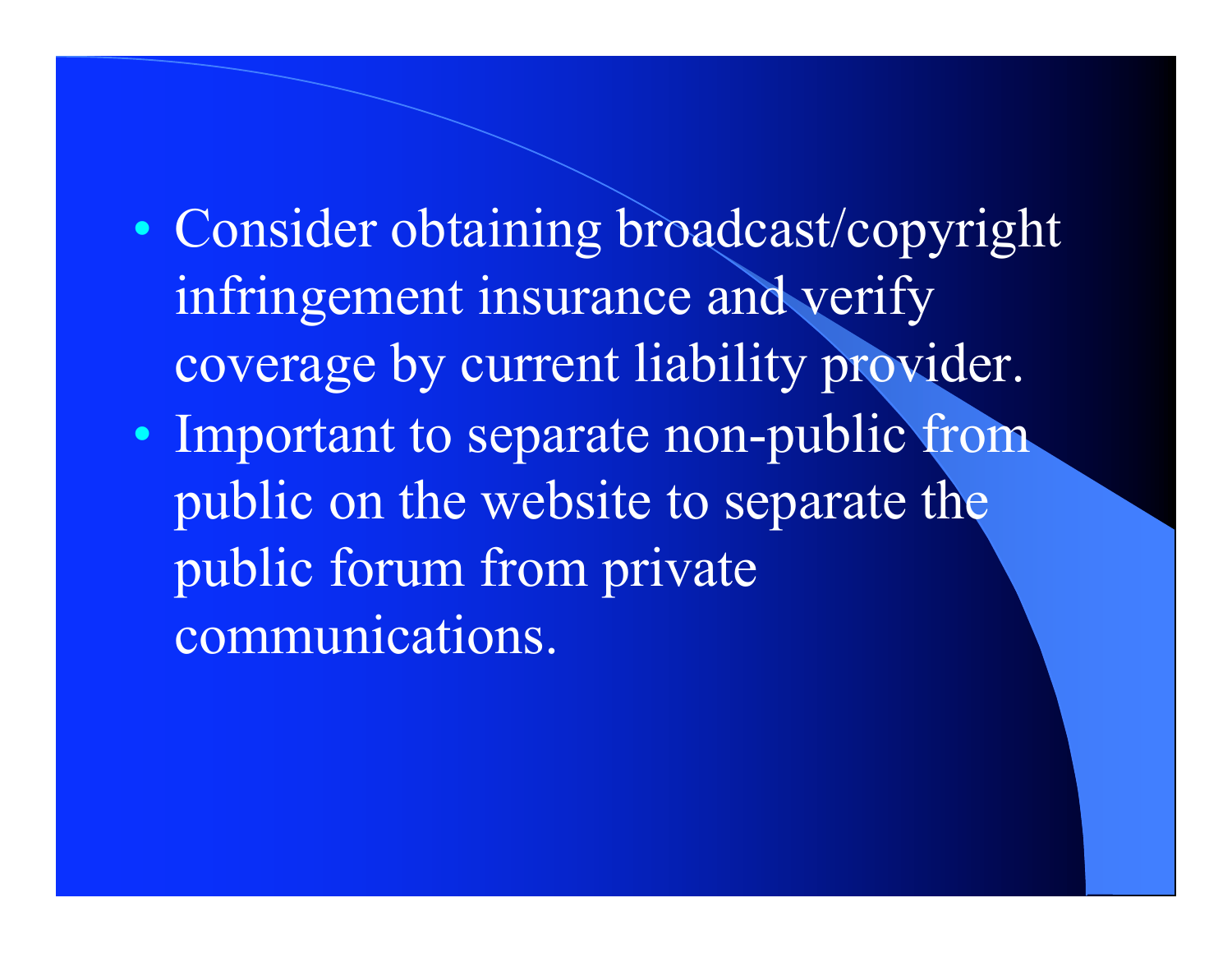- Consider obtaining broadcast/copyright infringement insurance and verify coverage by current liability provider.
- Important to separate non-public from public on the website to separate the public forum from private communications.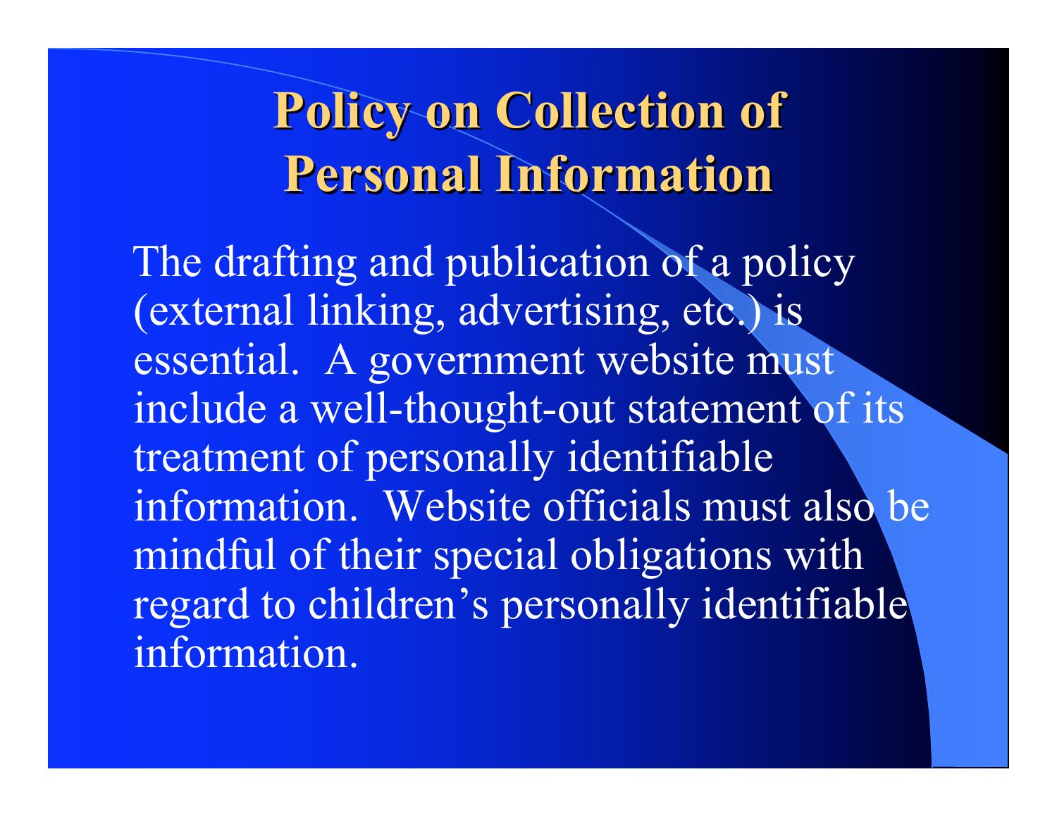# Policy on Collection of Personal Information

The drafting and publication of a policy (external linking, advertising, etc.) is essential. A government website must include a well-thought-out statement of its treatment of personally identifiable information. Website officials must also be mindful of their special obligations with regard to children's personally identifiable information.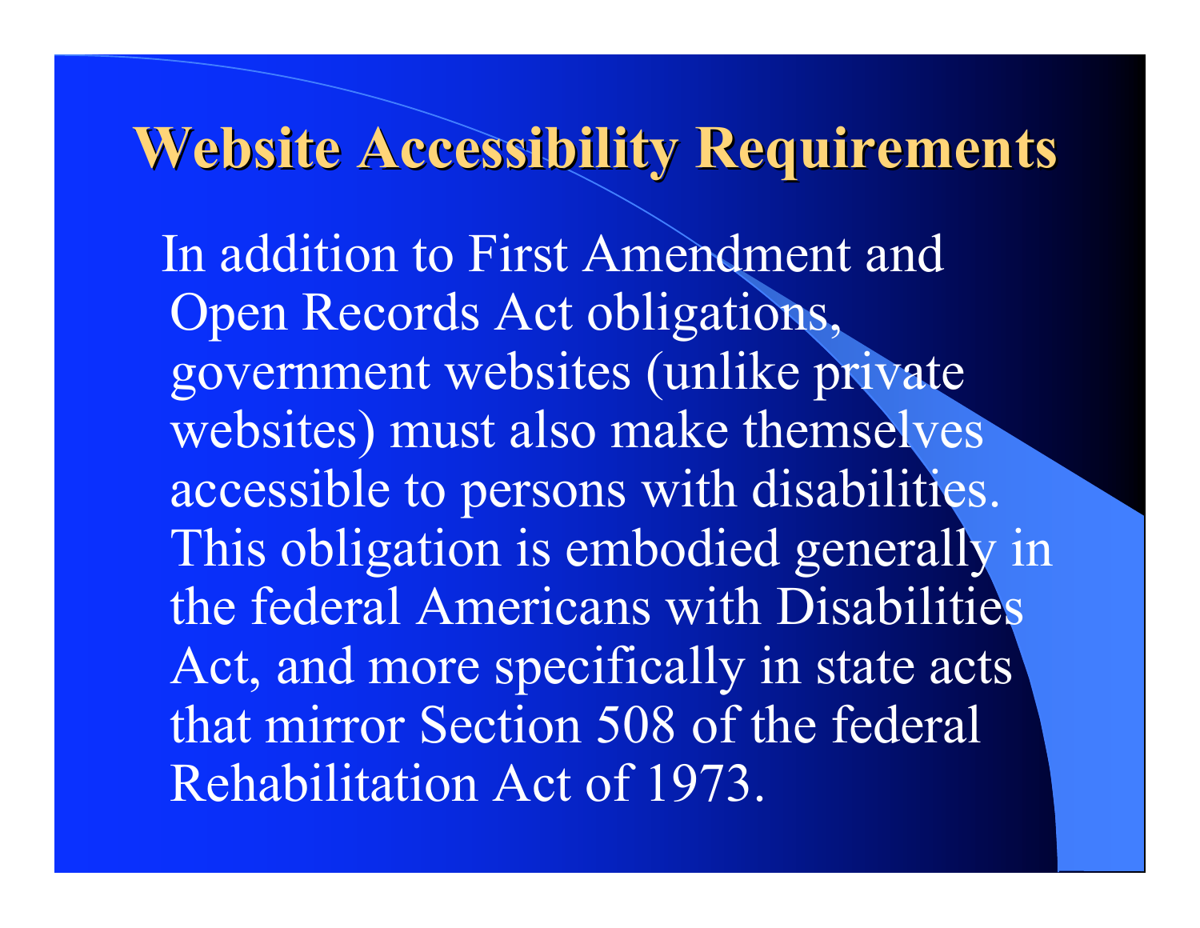# Website Accessibility Requirements

In addition to First Amendment and Open Records Act obligations, government websites (unlike private websites) must also make themselves accessible to persons with disabilities. This obligation is embodied generally in the federal Americans with Disabilities Act, and more specifically in state acts that mirror Section 508 of the federal Rehabilitation Act of 1973.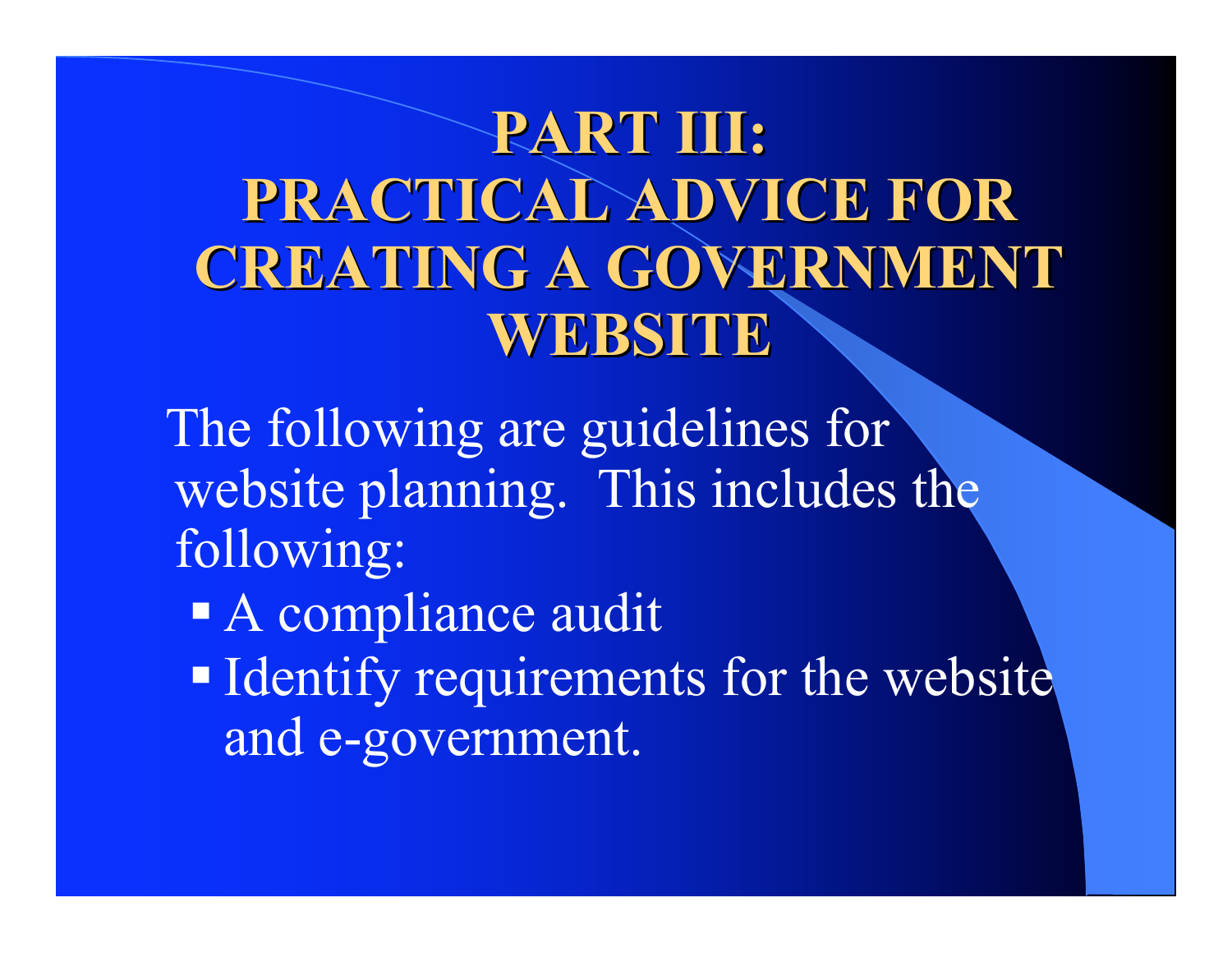# PART III: PRACTICAL ADVICE FOR CREATING A GOVERNMENT WEBSITE

The following are guidelines for website planning. This includes the following:

- A compliance audit
- Identify requirements for the website and e-government.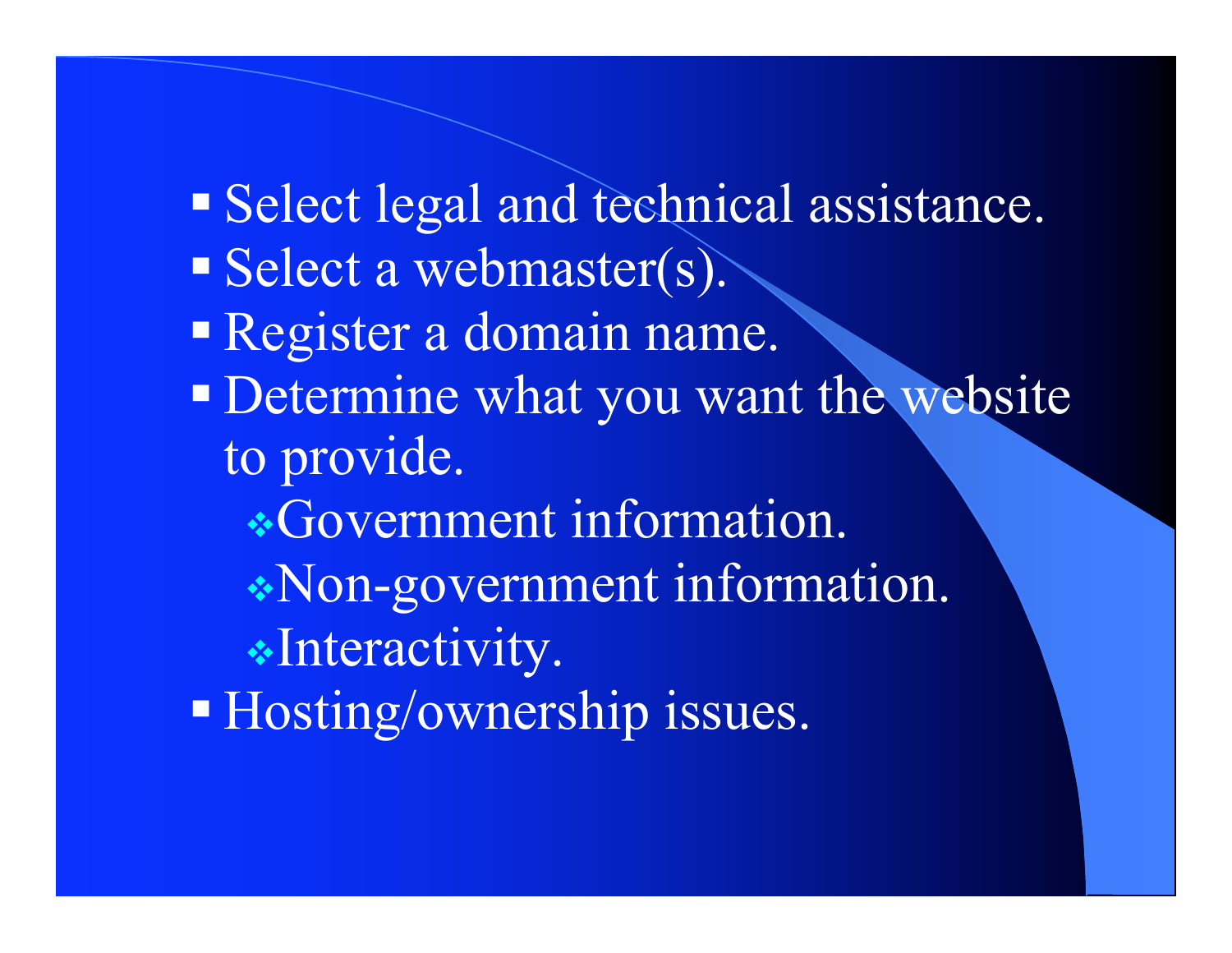- Select legal and technical assistance.
- Select a webmaster(s).
- Register a domain name.
- Determine what you want the website to provide.
  - Government information.
  - Non-government information.
  - Interactivity.
- Hosting/ownership issues.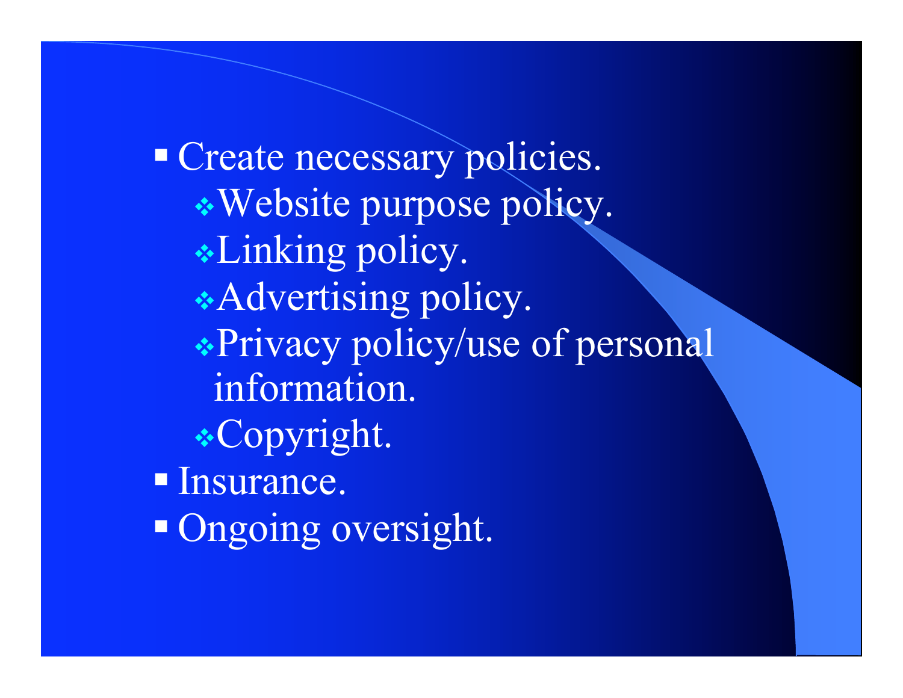- Create necessary policies.
  - Website purpose policy.
  - Linking policy.
  - Advertising policy.
  - Privacy policy/use of personal information.
  - Copyright.
- Insurance.
- Ongoing oversight.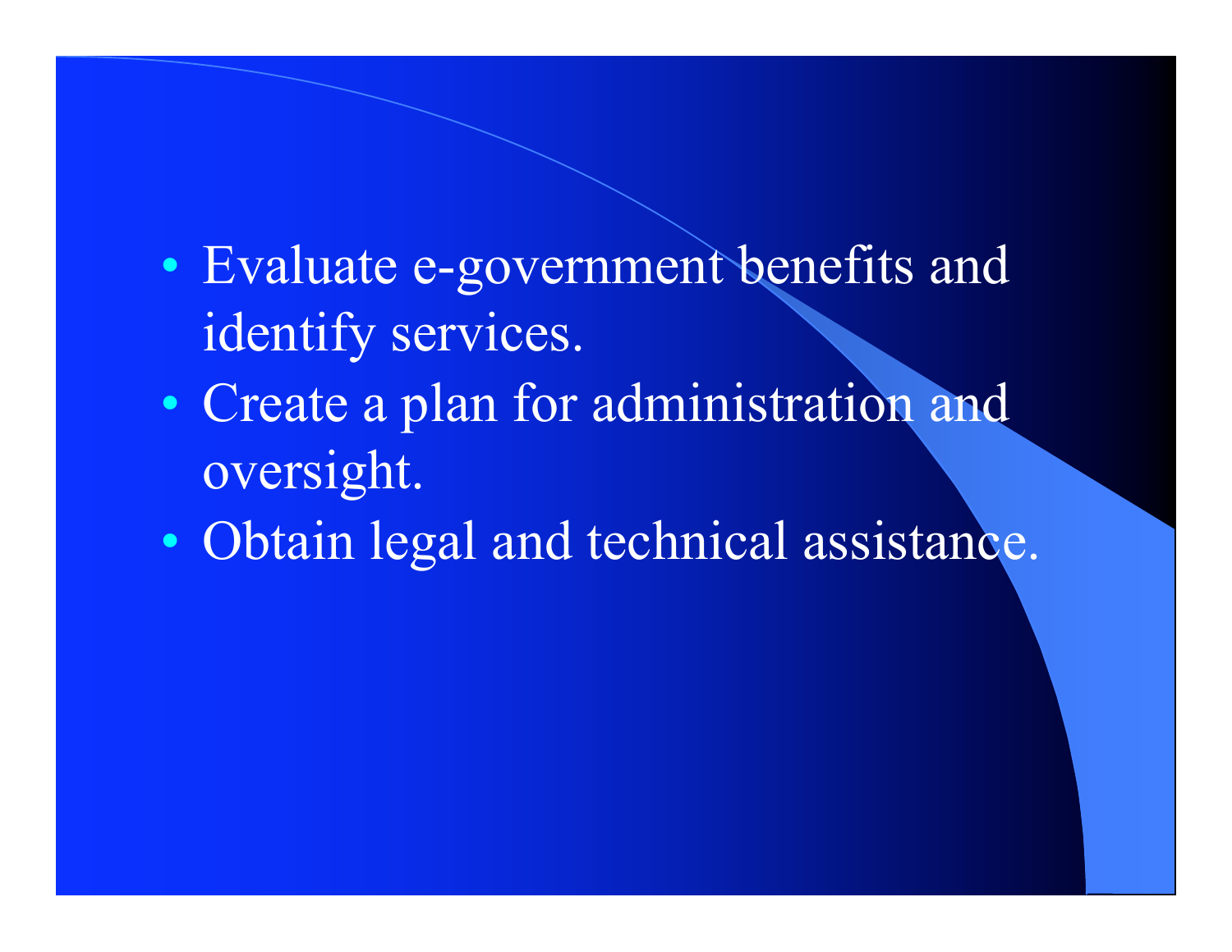- Evaluate e-government benefits and identify services.
- Create a plan for administration and oversight.
- Obtain legal and technical assistance.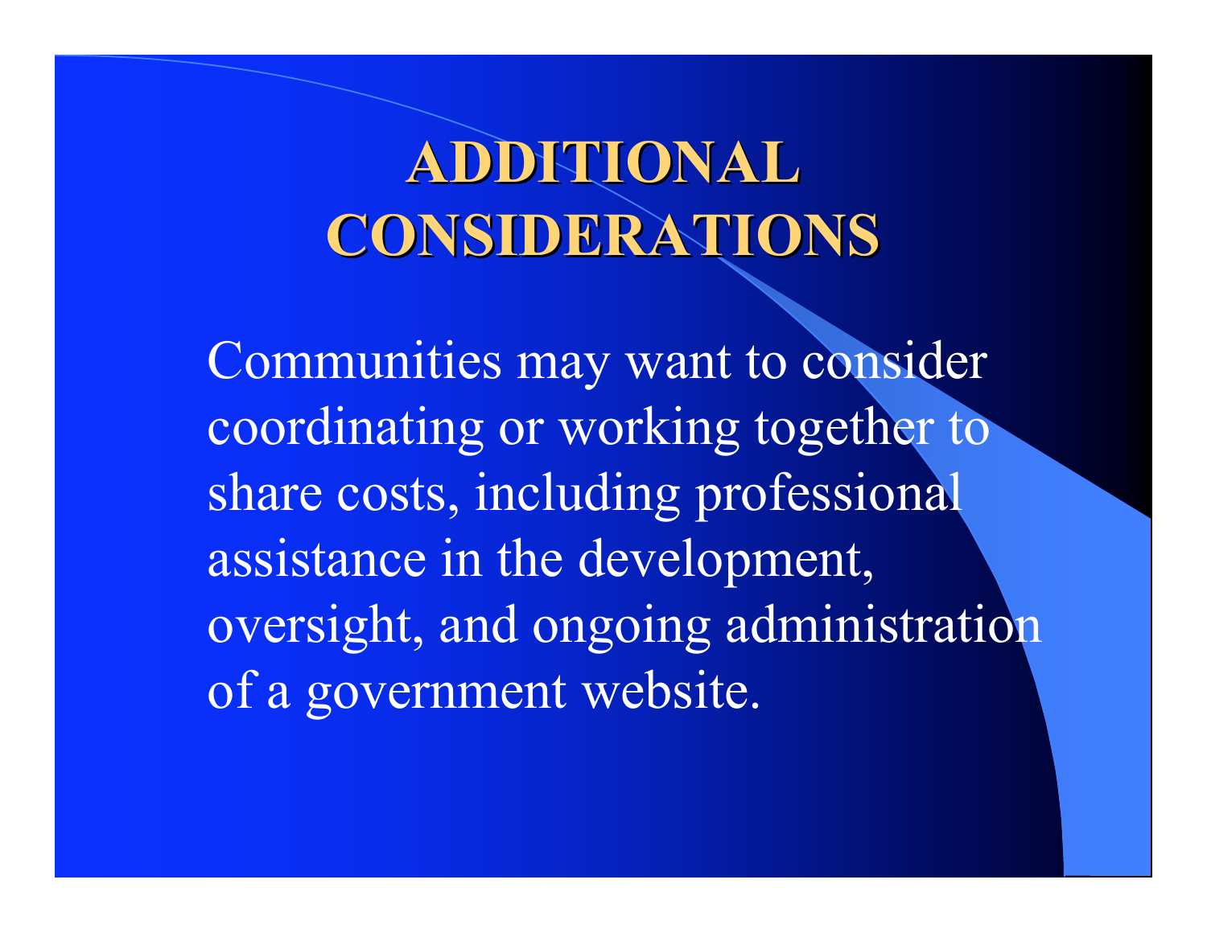# ADDITIONAL CONSIDERATIONS

Communities may want to consider coordinating or working together to share costs, including professional assistance in the development, oversight, and ongoing administration of a government website.